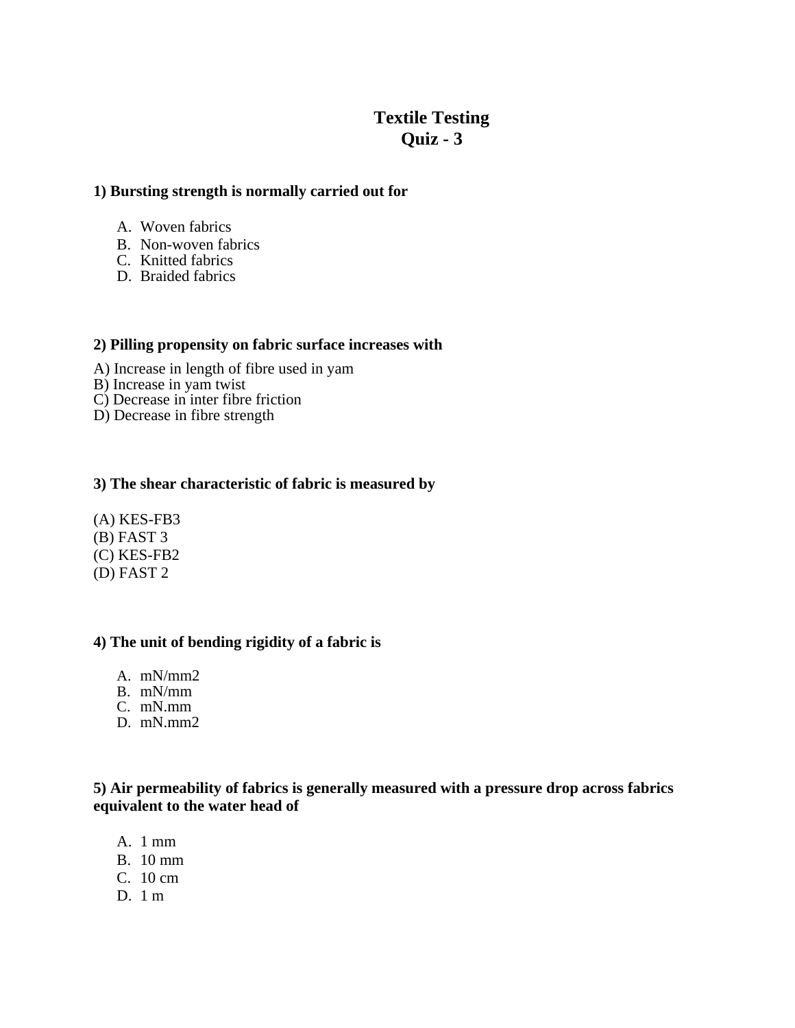# Textile Testing
## Quiz - 3

**1) Bursting strength is normally carried out for**

A. Woven fabrics
B. Non-woven fabrics
C. Knitted fabrics
D. Braided fabrics

**2) Pilling propensity on fabric surface increases with**

A) Increase in length of fibre used in yam
B) Increase in yam twist
C) Decrease in inter fibre friction
D) Decrease in fibre strength

**3) The shear characteristic of fabric is measured by**

(A) KES-FB3
(B) FAST 3
(C) KES-FB2
(D) FAST 2

**4) The unit of bending rigidity of a fabric is**

A. mN/mm2
B. mN/mm
C. mN.mm
D. mN.mm2

**5) Air permeability of fabrics is generally measured with a pressure drop across fabrics equivalent to the water head of**

A. 1 mm
B. 10 mm
C. 10 cm
D. 1 m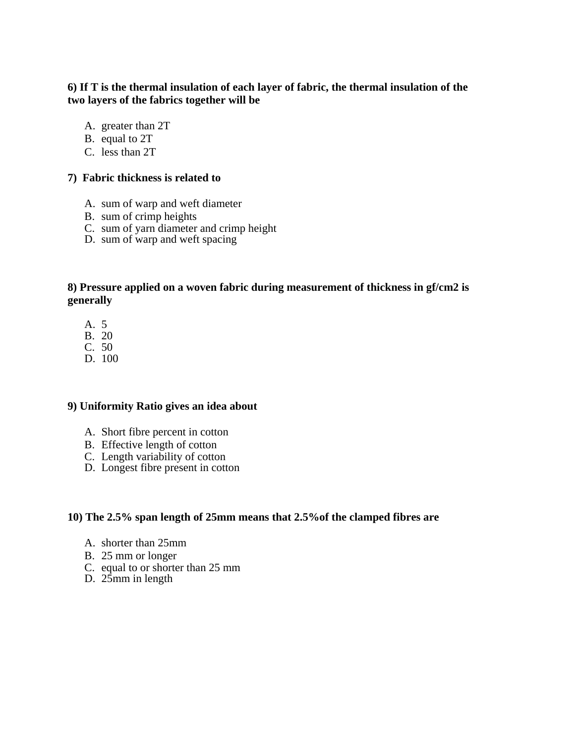**6) If T is the thermal insulation of each layer of fabric, the thermal insulation of the two layers of the fabrics together will be**

A. greater than 2T
B. equal to 2T
C. less than 2T

**7) Fabric thickness is related to**

A. sum of warp and weft diameter
B. sum of crimp heights
C. sum of yarn diameter and crimp height
D. sum of warp and weft spacing

**8) Pressure applied on a woven fabric during measurement of thickness in gf/cm2 is generally**

A. 5
B. 20
C. 50
D. 100

**9) Uniformity Ratio gives an idea about**

A. Short fibre percent in cotton
B. Effective length of cotton
C. Length variability of cotton
D. Longest fibre present in cotton

**10) The 2.5% span length of 25mm means that 2.5%of the clamped fibres are**

A. shorter than 25mm
B. 25 mm or longer
C. equal to or shorter than 25 mm
D. 25mm in length